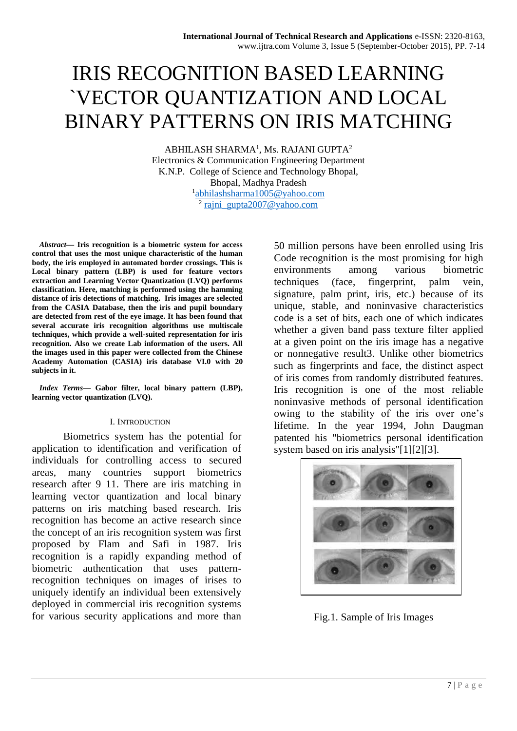# IRIS RECOGNITION BASED LEARNING `VECTOR QUANTIZATION AND LOCAL BINARY PATTERNS ON IRIS MATCHING

ABHILASH SHARMA[1], Ms. RAJANI GUPTA[2]
Electronics & Communication Engineering Department
K.N.P. College of Science and Technology Bhopal,
Bhopal, Madhya Pradesh
[1]abhilashsharma1005@yahoo.com
[2] rajni_gupta2007@yahoo.com

***Abstract*— Iris recognition is a biometric system for access control that uses the most unique characteristic of the human body, the iris employed in automated border crossings. This is Local binary pattern (LBP) is used for feature vectors extraction and Learning Vector Quantization (LVQ) performs classification. Here, matching is performed using the hamming distance of iris detections of matching. Iris images are selected from the CASIA Database, then the iris and pupil boundary are detected from rest of the eye image. It has been found that several accurate iris recognition algorithms use multiscale techniques, which provide a well-suited representation for iris recognition. Also we create Lab information of the users. All the images used in this paper were collected from the Chinese Academy Automation (CASIA) iris database VI.0 with 20 subjects in it.**

***Index Terms*— Gabor filter, local binary pattern (LBP), learning vector quantization (LVQ).**

## I. Introduction

Biometrics system has the potential for application to identification and verification of individuals for controlling access to secured areas, many countries support biometrics research after 9 11. There are iris matching in learning vector quantization and local binary patterns on iris matching based research. Iris recognition has become an active research since the concept of an iris recognition system was first proposed by Flam and Safi in 1987. Iris recognition is a rapidly expanding method of biometric authentication that uses pattern-recognition techniques on images of irises to uniquely identify an individual been extensively deployed in commercial iris recognition systems for various security applications and more than 50 million persons have been enrolled using Iris Code recognition is the most promising for high environments among various biometric techniques (face, fingerprint, palm vein, signature, palm print, iris, etc.) because of its unique, stable, and noninvasive characteristics code is a set of bits, each one of which indicates whether a given band pass texture filter applied at a given point on the iris image has a negative or nonnegative result3. Unlike other biometrics such as fingerprints and face, the distinct aspect of iris comes from randomly distributed features. Iris recognition is one of the most reliable noninvasive methods of personal identification owing to the stability of the iris over one's lifetime. In the year 1994, John Daugman patented his "biometrics personal identification system based on iris analysis"[1][2][3].

Fig.1. Sample of Iris Images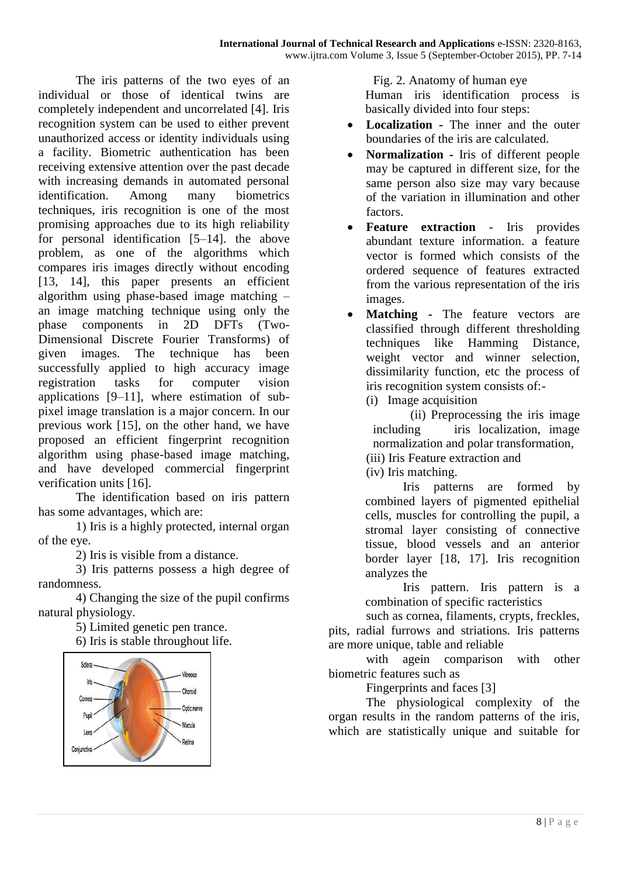The iris patterns of the two eyes of an individual or those of identical twins are completely independent and uncorrelated [4]. Iris recognition system can be used to either prevent unauthorized access or identity individuals using a facility. Biometric authentication has been receiving extensive attention over the past decade with increasing demands in automated personal identification. Among many biometrics techniques, iris recognition is one of the most promising approaches due to its high reliability for personal identification [5–14]. the above problem, as one of the algorithms which compares iris images directly without encoding [13, 14], this paper presents an efficient algorithm using phase-based image matching – an image matching technique using only the phase components in 2D DFTs (Two-Dimensional Discrete Fourier Transforms) of given images. The technique has been successfully applied to high accuracy image registration tasks for computer vision applications [9–11], where estimation of sub-pixel image translation is a major concern. In our previous work [15], on the other hand, we have proposed an efficient fingerprint recognition algorithm using phase-based image matching, and have developed commercial fingerprint verification units [16].

The identification based on iris pattern has some advantages, which are:

1) Iris is a highly protected, internal organ of the eye.

2) Iris is visible from a distance.

3) Iris patterns possess a high degree of randomness.

4) Changing the size of the pupil confirms natural physiology.

5) Limited genetic pen trance.

6) Iris is stable throughout life.

Fig. 2. Anatomy of human eye

Human iris identification process is basically divided into four steps:

- **Localization** - The inner and the outer boundaries of the iris are calculated.
- **Normalization** - Iris of different people may be captured in different size, for the same person also size may vary because of the variation in illumination and other factors.
- **Feature extraction** - Iris provides abundant texture information. a feature vector is formed which consists of the ordered sequence of features extracted from the various representation of the iris images.
- **Matching** - The feature vectors are classified through different thresholding techniques like Hamming Distance, weight vector and winner selection, dissimilarity function, etc the process of iris recognition system consists of:-

(i) Image acquisition

(ii) Preprocessing the iris image including iris localization, image normalization and polar transformation,

(iii) Iris Feature extraction and

(iv) Iris matching.

Iris patterns are formed by combined layers of pigmented epithelial cells, muscles for controlling the pupil, a stromal layer consisting of connective tissue, blood vessels and an anterior border layer [18, 17]. Iris recognition analyzes the

Iris pattern. Iris pattern is a combination of specific racteristics

such as cornea, filaments, crypts, freckles, pits, radial furrows and striations. Iris patterns are more unique, table and reliable

with agein comparison with other biometric features such as

Fingerprints and faces [3]

The physiological complexity of the organ results in the random patterns of the iris, which are statistically unique and suitable for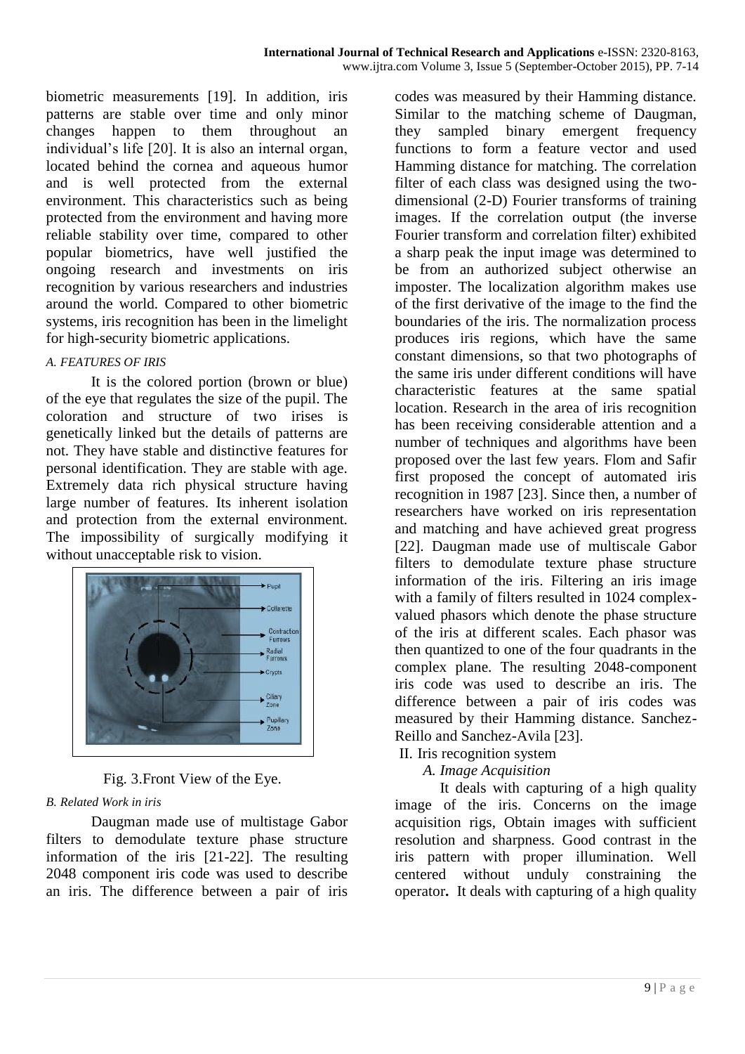biometric measurements [19]. In addition, iris patterns are stable over time and only minor changes happen to them throughout an individual's life [20]. It is also an internal organ, located behind the cornea and aqueous humor and is well protected from the external environment. This characteristics such as being protected from the environment and having more reliable stability over time, compared to other popular biometrics, have well justified the ongoing research and investments on iris recognition by various researchers and industries around the world. Compared to other biometric systems, iris recognition has been in the limelight for high-security biometric applications.

### *A. FEATURES OF IRIS*

It is the colored portion (brown or blue) of the eye that regulates the size of the pupil. The coloration and structure of two irises is genetically linked but the details of patterns are not. They have stable and distinctive features for personal identification. They are stable with age. Extremely data rich physical structure having large number of features. Its inherent isolation and protection from the external environment. The impossibility of surgically modifying it without unacceptable risk to vision.

Fig. 3.Front View of the Eye.

### *B. Related Work in iris*

Daugman made use of multistage Gabor filters to demodulate texture phase structure information of the iris [21-22]. The resulting 2048 component iris code was used to describe an iris. The difference between a pair of iris codes was measured by their Hamming distance. Similar to the matching scheme of Daugman, they sampled binary emergent frequency functions to form a feature vector and used Hamming distance for matching. The correlation filter of each class was designed using the two-dimensional (2-D) Fourier transforms of training images. If the correlation output (the inverse Fourier transform and correlation filter) exhibited a sharp peak the input image was determined to be from an authorized subject otherwise an imposter. The localization algorithm makes use of the first derivative of the image to the find the boundaries of the iris. The normalization process produces iris regions, which have the same constant dimensions, so that two photographs of the same iris under different conditions will have characteristic features at the same spatial location. Research in the area of iris recognition has been receiving considerable attention and a number of techniques and algorithms have been proposed over the last few years. Flom and Safir first proposed the concept of automated iris recognition in 1987 [23]. Since then, a number of researchers have worked on iris representation and matching and have achieved great progress [22]. Daugman made use of multiscale Gabor filters to demodulate texture phase structure information of the iris. Filtering an iris image with a family of filters resulted in 1024 complex-valued phasors which denote the phase structure of the iris at different scales. Each phasor was then quantized to one of the four quadrants in the complex plane. The resulting 2048-component iris code was used to describe an iris. The difference between a pair of iris codes was measured by their Hamming distance. Sanchez-Reillo and Sanchez-Avila [23].

## II. Iris recognition system

### *A. Image Acquisition*

It deals with capturing of a high quality image of the iris. Concerns on the image acquisition rigs, Obtain images with sufficient resolution and sharpness. Good contrast in the iris pattern with proper illumination. Well centered without unduly constraining the operator**.** It deals with capturing of a high quality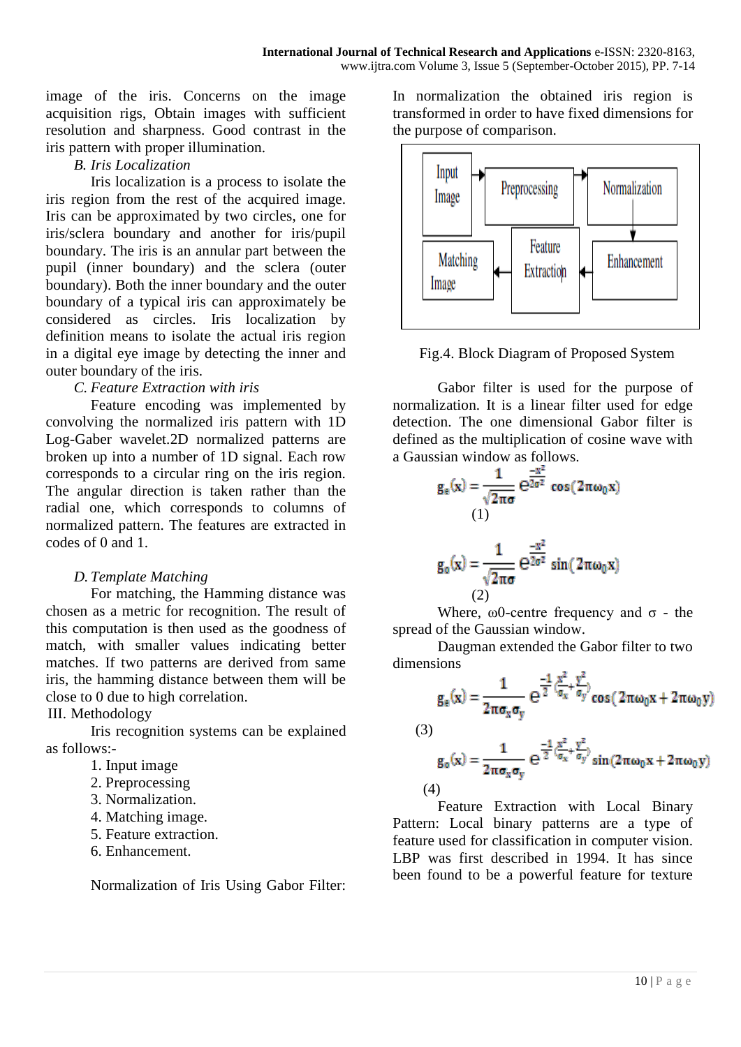image of the iris. Concerns on the image acquisition rigs, Obtain images with sufficient resolution and sharpness. Good contrast in the iris pattern with proper illumination.

*B. Iris Localization*

Iris localization is a process to isolate the iris region from the rest of the acquired image. Iris can be approximated by two circles, one for iris/sclera boundary and another for iris/pupil boundary. The iris is an annular part between the pupil (inner boundary) and the sclera (outer boundary). Both the inner boundary and the outer boundary of a typical iris can approximately be considered as circles. Iris localization by definition means to isolate the actual iris region in a digital eye image by detecting the inner and outer boundary of the iris.

*C. Feature Extraction with iris*

Feature encoding was implemented by convolving the normalized iris pattern with 1D Log-Gaber wavelet.2D normalized patterns are broken up into a number of 1D signal. Each row corresponds to a circular ring on the iris region. The angular direction is taken rather than the radial one, which corresponds to columns of normalized pattern. The features are extracted in codes of 0 and 1.

*D. Template Matching*

For matching, the Hamming distance was chosen as a metric for recognition. The result of this computation is then used as the goodness of match, with smaller values indicating better matches. If two patterns are derived from same iris, the hamming distance between them will be close to 0 due to high correlation.

## III. Methodology

Iris recognition systems can be explained as follows:-

1. Input image
2. Preprocessing
3. Normalization.
4. Matching image.
5. Feature extraction.
6. Enhancement.

Normalization of Iris Using Gabor Filter: In normalization the obtained iris region is transformed in order to have fixed dimensions for the purpose of comparison.

Fig.4. Block Diagram of Proposed System

Gabor filter is used for the purpose of normalization. It is a linear filter used for edge detection. The one dimensional Gabor filter is defined as the multiplication of cosine wave with a Gaussian window as follows.

$$g_e(x) = \frac{1}{\sqrt{2\pi\sigma}} e^{\frac{-x^2}{2\sigma^2}} \cos(2\pi\omega_0 x) \quad (1)$$

$$g_o(x) = \frac{1}{\sqrt{2\pi\sigma}} e^{\frac{-x^2}{2\sigma^2}} \sin(2\pi\omega_0 x) \quad (2)$$

Where, ω0-centre frequency and σ - the spread of the Gaussian window.

Daugman extended the Gabor filter to two dimensions

$$g_e(x) = \frac{1}{2\pi\sigma_x\sigma_y} e^{\frac{-1}{2}\left(\frac{x^2}{\sigma_x}+\frac{y^2}{\sigma_y}\right)} \cos(2\pi\omega_0 x + 2\pi\omega_0 y) \quad (3)$$

$$g_o(x) = \frac{1}{2\pi\sigma_x\sigma_y} e^{\frac{-1}{2}\left(\frac{x^2}{\sigma_x}+\frac{y^2}{\sigma_y}\right)} \sin(2\pi\omega_0 x + 2\pi\omega_0 y) \quad (4)$$

Feature Extraction with Local Binary Pattern: Local binary patterns are a type of feature used for classification in computer vision. LBP was first described in 1994. It has since been found to be a powerful feature for texture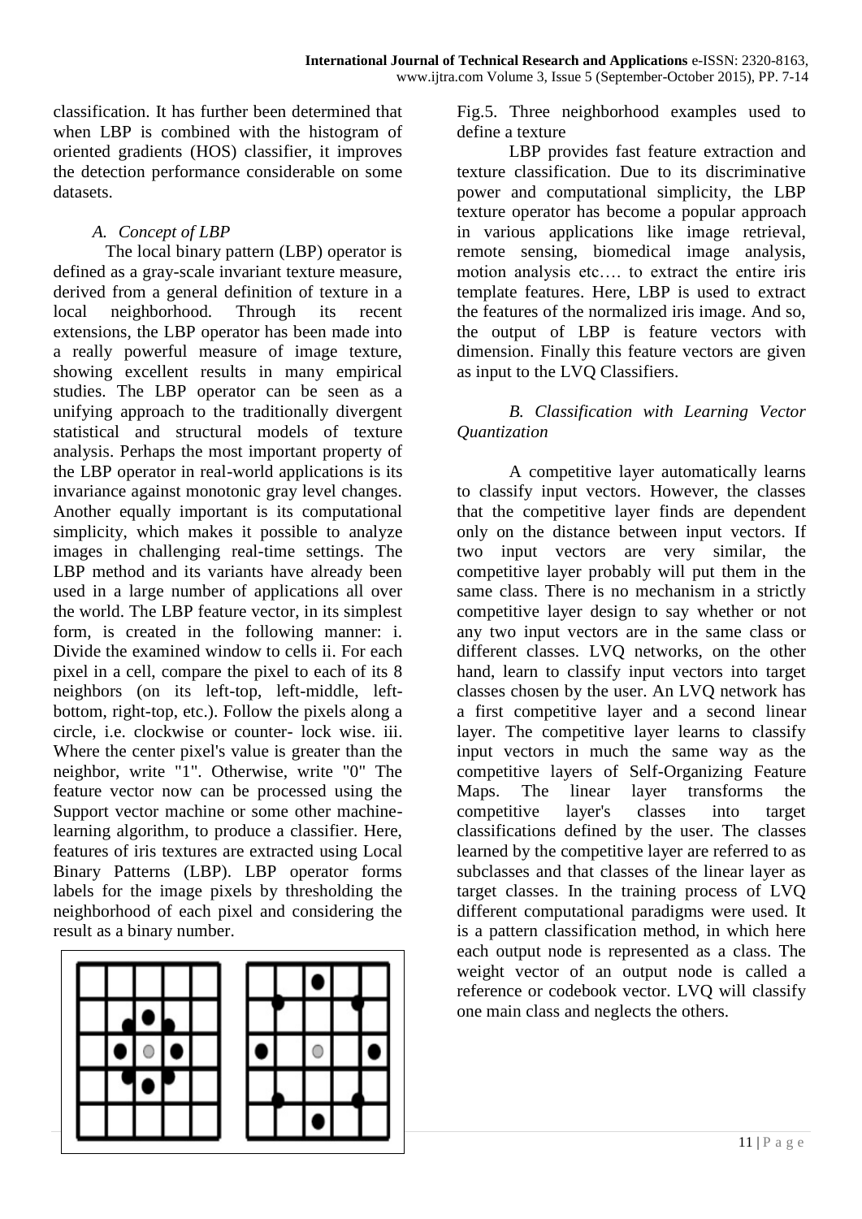classification. It has further been determined that when LBP is combined with the histogram of oriented gradients (HOS) classifier, it improves the detection performance considerable on some datasets.

### *A. Concept of LBP*

The local binary pattern (LBP) operator is defined as a gray-scale invariant texture measure, derived from a general definition of texture in a local neighborhood. Through its recent extensions, the LBP operator has been made into a really powerful measure of image texture, showing excellent results in many empirical studies. The LBP operator can be seen as a unifying approach to the traditionally divergent statistical and structural models of texture analysis. Perhaps the most important property of the LBP operator in real-world applications is its invariance against monotonic gray level changes. Another equally important is its computational simplicity, which makes it possible to analyze images in challenging real-time settings. The LBP method and its variants have already been used in a large number of applications all over the world. The LBP feature vector, in its simplest form, is created in the following manner: i. Divide the examined window to cells ii. For each pixel in a cell, compare the pixel to each of its 8 neighbors (on its left-top, left-middle, left-bottom, right-top, etc.). Follow the pixels along a circle, i.e. clockwise or counter- lock wise. iii. Where the center pixel's value is greater than the neighbor, write "1". Otherwise, write "0" The feature vector now can be processed using the Support vector machine or some other machine-learning algorithm, to produce a classifier. Here, features of iris textures are extracted using Local Binary Patterns (LBP). LBP operator forms labels for the image pixels by thresholding the neighborhood of each pixel and considering the result as a binary number.

Fig.5. Three neighborhood examples used to define a texture

LBP provides fast feature extraction and texture classification. Due to its discriminative power and computational simplicity, the LBP texture operator has become a popular approach in various applications like image retrieval, remote sensing, biomedical image analysis, motion analysis etc…. to extract the entire iris template features. Here, LBP is used to extract the features of the normalized iris image. And so, the output of LBP is feature vectors with dimension. Finally this feature vectors are given as input to the LVQ Classifiers.

### *B. Classification with Learning Vector Quantization*

A competitive layer automatically learns to classify input vectors. However, the classes that the competitive layer finds are dependent only on the distance between input vectors. If two input vectors are very similar, the competitive layer probably will put them in the same class. There is no mechanism in a strictly competitive layer design to say whether or not any two input vectors are in the same class or different classes. LVQ networks, on the other hand, learn to classify input vectors into target classes chosen by the user. An LVQ network has a first competitive layer and a second linear layer. The competitive layer learns to classify input vectors in much the same way as the competitive layers of Self-Organizing Feature Maps. The linear layer transforms the competitive layer's classes into target classifications defined by the user. The classes learned by the competitive layer are referred to as subclasses and that classes of the linear layer as target classes. In the training process of LVQ different computational paradigms were used. It is a pattern classification method, in which here each output node is represented as a class. The weight vector of an output node is called a reference or codebook vector. LVQ will classify one main class and neglects the others.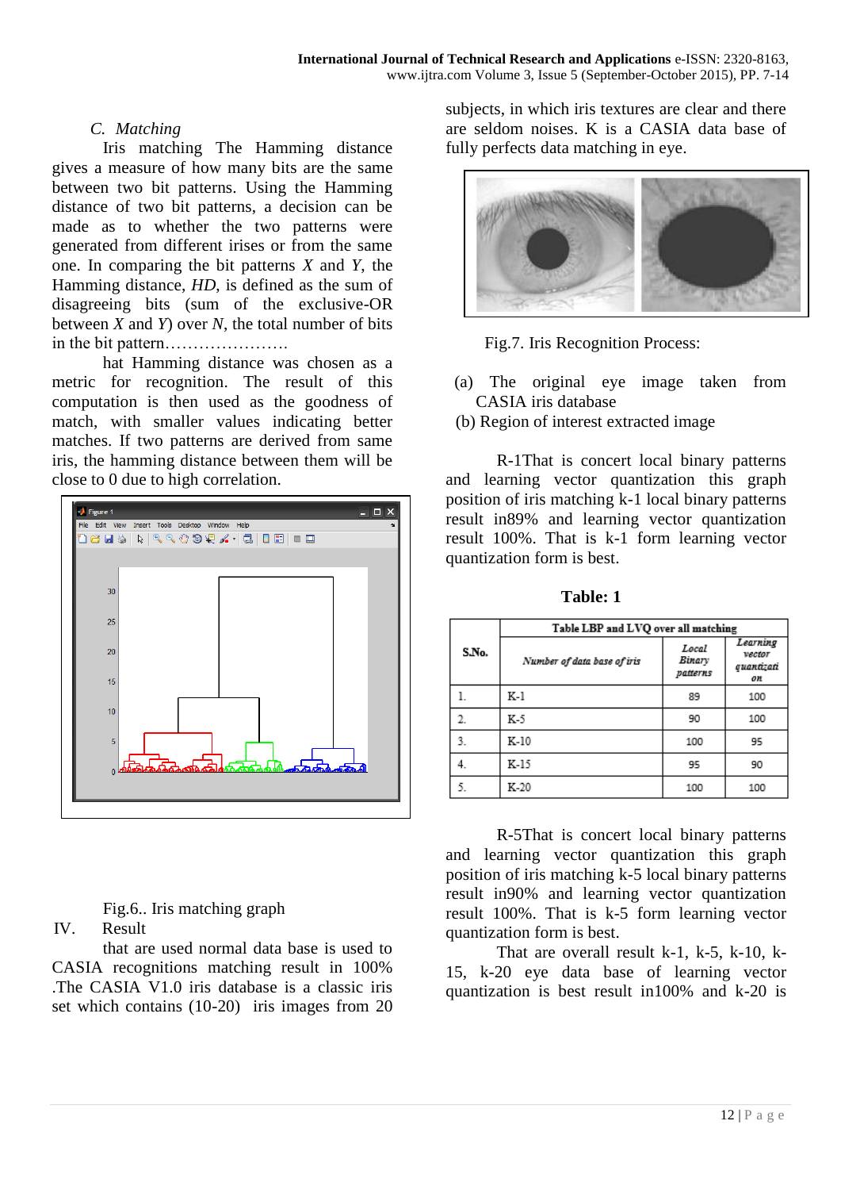### *C. Matching*

Iris matching The Hamming distance gives a measure of how many bits are the same between two bit patterns. Using the Hamming distance of two bit patterns, a decision can be made as to whether the two patterns were generated from different irises or from the same one. In comparing the bit patterns $X$ and $Y$, the Hamming distance, $HD$, is defined as the sum of disagreeing bits (sum of the exclusive-OR between $X$ and $Y$) over $N$, the total number of bits in the bit pattern………………….

hat Hamming distance was chosen as a metric for recognition. The result of this computation is then used as the goodness of match, with smaller values indicating better matches. If two patterns are derived from same iris, the hamming distance between them will be close to 0 due to high correlation.

Fig.6.. Iris matching graph

## IV. Result

that are used normal data base is used to CASIA recognitions matching result in 100% .The CASIA V1.0 iris database is a classic iris set which contains (10-20) iris images from 20 subjects, in which iris textures are clear and there are seldom noises. K is a CASIA data base of fully perfects data matching in eye.

Fig.7. Iris Recognition Process:

(a) The original eye image taken from CASIA iris database
(b) Region of interest extracted image

R-1That is concert local binary patterns and learning vector quantization this graph position of iris matching k-1 local binary patterns result in89% and learning vector quantization result 100%. That is k-1 form learning vector quantization form is best.

**Table: 1**

| S.No. | Table LBP and LVQ over all matching | | |
|---|---|---|---|
| | *Number of data base of iris* | *Local Binary patterns* | *Learning vector quantization* |
| 1. | K-1 | 89 | 100 |
| 2. | K-5 | 90 | 100 |
| 3. | K-10 | 100 | 95 |
| 4. | K-15 | 95 | 90 |
| 5. | K-20 | 100 | 100 |

R-5That is concert local binary patterns and learning vector quantization this graph position of iris matching k-5 local binary patterns result in90% and learning vector quantization result 100%. That is k-5 form learning vector quantization form is best.

That are overall result k-1, k-5, k-10, k-15, k-20 eye data base of learning vector quantization is best result in100% and k-20 is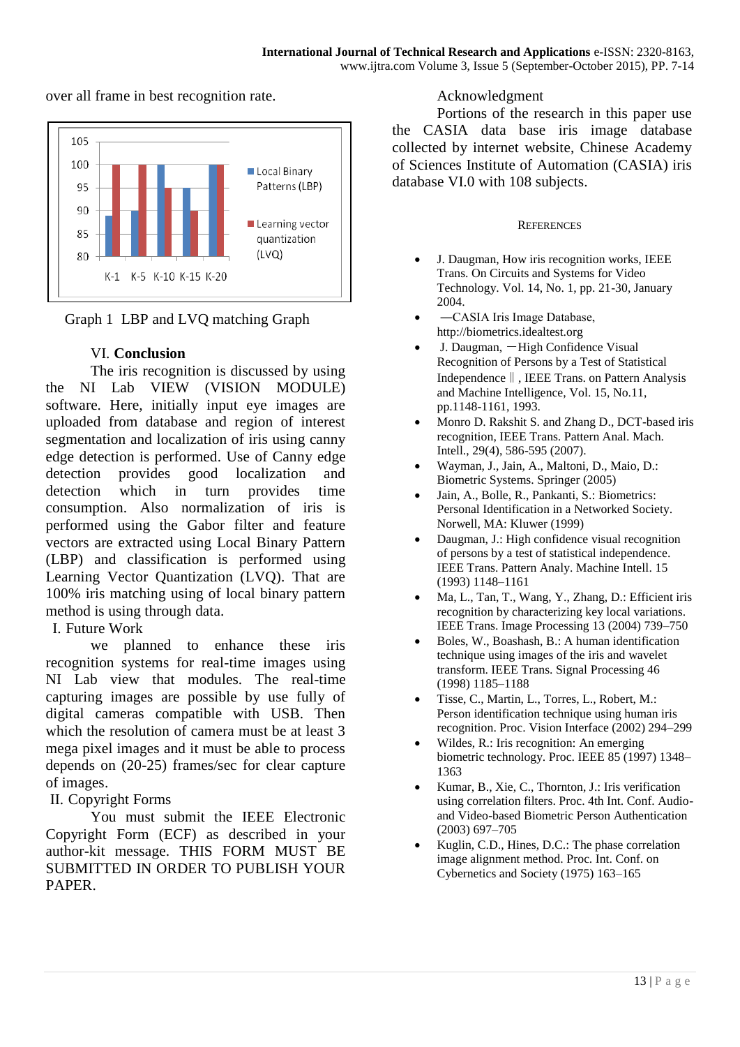over all frame in best recognition rate.

Graph 1 LBP and LVQ matching Graph

## VI. Conclusion

The iris recognition is discussed by using the NI Lab VIEW (VISION MODULE) software. Here, initially input eye images are uploaded from database and region of interest segmentation and localization of iris using canny edge detection is performed. Use of Canny edge detection provides good localization and detection which in turn provides time consumption. Also normalization of iris is performed using the Gabor filter and feature vectors are extracted using Local Binary Pattern (LBP) and classification is performed using Learning Vector Quantization (LVQ). That are 100% iris matching using of local binary pattern method is using through data.

I. Future Work

we planned to enhance these iris recognition systems for real-time images using NI Lab view that modules. The real-time capturing images are possible by use fully of digital cameras compatible with USB. Then which the resolution of camera must be at least 3 mega pixel images and it must be able to process depends on (20-25) frames/sec for clear capture of images.

II. Copyright Forms

You must submit the IEEE Electronic Copyright Form (ECF) as described in your author-kit message. THIS FORM MUST BE SUBMITTED IN ORDER TO PUBLISH YOUR PAPER.

Acknowledgment

Portions of the research in this paper use the CASIA data base iris image database collected by internet website, Chinese Academy of Sciences Institute of Automation (CASIA) iris database VI.0 with 108 subjects.

## References

- J. Daugman, How iris recognition works, IEEE Trans. On Circuits and Systems for Video Technology. Vol. 14, No. 1, pp. 21-30, January 2004.
- ―CASIA Iris Image Database, http://biometrics.idealtest.org
- J. Daugman, ―High Confidence Visual Recognition of Persons by a Test of Statistical Independence‖, IEEE Trans. on Pattern Analysis and Machine Intelligence, Vol. 15, No.11, pp.1148-1161, 1993.
- Monro D. Rakshit S. and Zhang D., DCT-based iris recognition, IEEE Trans. Pattern Anal. Mach. Intell., 29(4), 586-595 (2007).
- Wayman, J., Jain, A., Maltoni, D., Maio, D.: Biometric Systems. Springer (2005)
- Jain, A., Bolle, R., Pankanti, S.: Biometrics: Personal Identification in a Networked Society. Norwell, MA: Kluwer (1999)
- Daugman, J.: High confidence visual recognition of persons by a test of statistical independence. IEEE Trans. Pattern Analy. Machine Intell. 15 (1993) 1148–1161
- Ma, L., Tan, T., Wang, Y., Zhang, D.: Efficient iris recognition by characterizing key local variations. IEEE Trans. Image Processing 13 (2004) 739–750
- Boles, W., Boashash, B.: A human identification technique using images of the iris and wavelet transform. IEEE Trans. Signal Processing 46 (1998) 1185–1188
- Tisse, C., Martin, L., Torres, L., Robert, M.: Person identification technique using human iris recognition. Proc. Vision Interface (2002) 294–299
- Wildes, R.: Iris recognition: An emerging biometric technology. Proc. IEEE 85 (1997) 1348–1363
- Kumar, B., Xie, C., Thornton, J.: Iris verification using correlation filters. Proc. 4th Int. Conf. Audio- and Video-based Biometric Person Authentication (2003) 697–705
- Kuglin, C.D., Hines, D.C.: The phase correlation image alignment method. Proc. Int. Conf. on Cybernetics and Society (1975) 163–165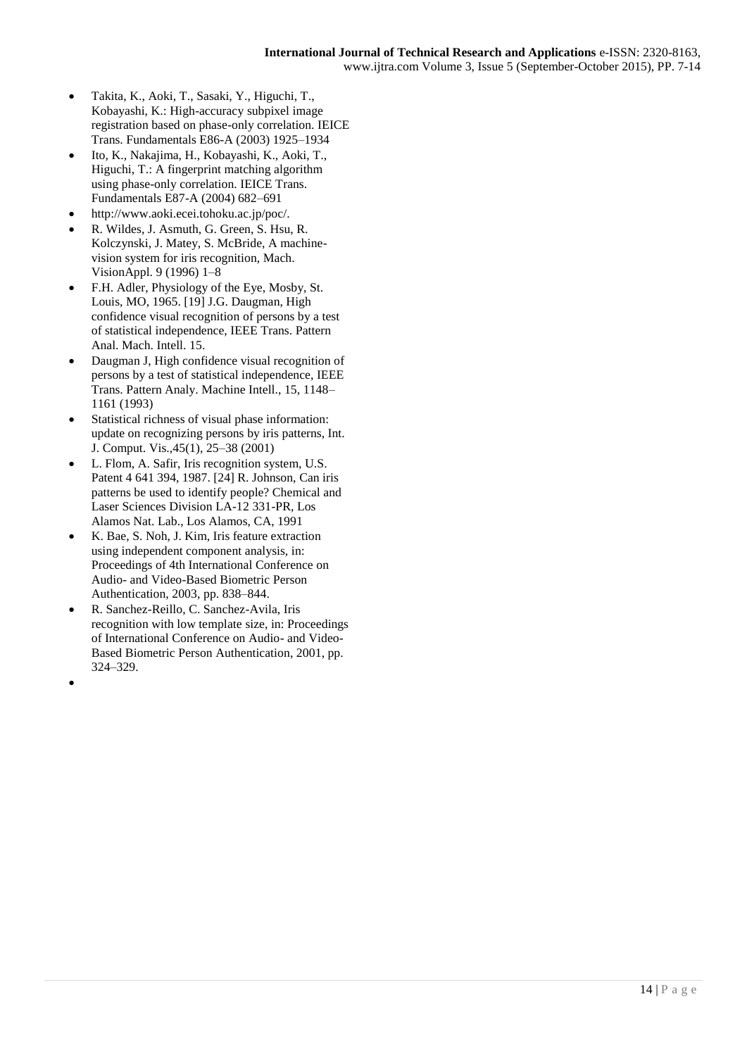- Takita, K., Aoki, T., Sasaki, Y., Higuchi, T., Kobayashi, K.: High-accuracy subpixel image registration based on phase-only correlation. IEICE Trans. Fundamentals E86-A (2003) 1925–1934
- Ito, K., Nakajima, H., Kobayashi, K., Aoki, T., Higuchi, T.: A fingerprint matching algorithm using phase-only correlation. IEICE Trans. Fundamentals E87-A (2004) 682–691
- http://www.aoki.ecei.tohoku.ac.jp/poc/.
- R. Wildes, J. Asmuth, G. Green, S. Hsu, R. Kolczynski, J. Matey, S. McBride, A machine-vision system for iris recognition, Mach. VisionAppl. 9 (1996) 1–8
- F.H. Adler, Physiology of the Eye, Mosby, St. Louis, MO, 1965. [19] J.G. Daugman, High confidence visual recognition of persons by a test of statistical independence, IEEE Trans. Pattern Anal. Mach. Intell. 15.
- Daugman J, High confidence visual recognition of persons by a test of statistical independence, IEEE Trans. Pattern Analy. Machine Intell., 15, 1148–1161 (1993)
- Statistical richness of visual phase information: update on recognizing persons by iris patterns, Int. J. Comput. Vis.,45(1), 25–38 (2001)
- L. Flom, A. Safir, Iris recognition system, U.S. Patent 4 641 394, 1987. [24] R. Johnson, Can iris patterns be used to identify people? Chemical and Laser Sciences Division LA-12 331-PR, Los Alamos Nat. Lab., Los Alamos, CA, 1991
- K. Bae, S. Noh, J. Kim, Iris feature extraction using independent component analysis, in: Proceedings of 4th International Conference on Audio- and Video-Based Biometric Person Authentication, 2003, pp. 838–844.
- R. Sanchez-Reillo, C. Sanchez-Avila, Iris recognition with low template size, in: Proceedings of International Conference on Audio- and Video-Based Biometric Person Authentication, 2001, pp. 324–329.